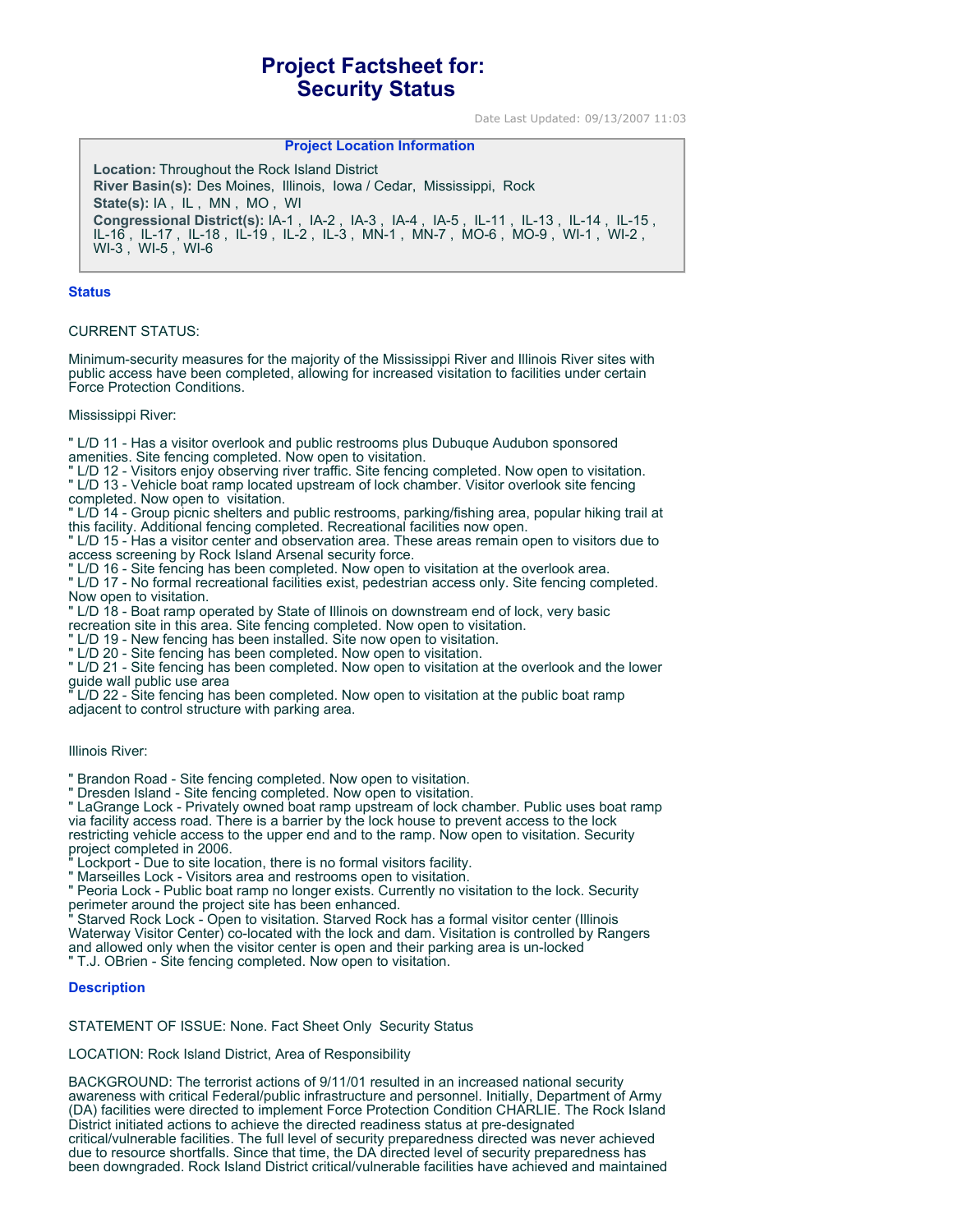# Project Factsheet for: Security Status

Date Last Updated: 09/13/2007 11:03

### Project Location Information

**Location:** Throughout the Rock Island District
**River Basin(s):** Des Moines, Illinois, Iowa / Cedar, Mississippi, Rock
**State(s):** IA , IL , MN , MO , WI
**Congressional District(s):** IA-1 , IA-2 , IA-3 , IA-4 , IA-5 , IL-11 , IL-13 , IL-14 , IL-15 , IL-16 , IL-17 , IL-18 , IL-19 , IL-2 , IL-3 , MN-1 , MN-7 , MO-6 , MO-9 , WI-1 , WI-2 , WI-3 , WI-5 , WI-6

## Status

CURRENT STATUS:

Minimum-security measures for the majority of the Mississippi River and Illinois River sites with public access have been completed, allowing for increased visitation to facilities under certain Force Protection Conditions.

Mississippi River:

" L/D 11 - Has a visitor overlook and public restrooms plus Dubuque Audubon sponsored amenities. Site fencing completed. Now open to visitation.
" L/D 12 - Visitors enjoy observing river traffic. Site fencing completed. Now open to visitation.
" L/D 13 - Vehicle boat ramp located upstream of lock chamber. Visitor overlook site fencing completed. Now open to visitation.
" L/D 14 - Group picnic shelters and public restrooms, parking/fishing area, popular hiking trail at this facility. Additional fencing completed. Recreational facilities now open.
" L/D 15 - Has a visitor center and observation area. These areas remain open to visitors due to access screening by Rock Island Arsenal security force.
" L/D 16 - Site fencing has been completed. Now open to visitation at the overlook area.
" L/D 17 - No formal recreational facilities exist, pedestrian access only. Site fencing completed. Now open to visitation.
" L/D 18 - Boat ramp operated by State of Illinois on downstream end of lock, very basic recreation site in this area. Site fencing completed. Now open to visitation.
" L/D 19 - New fencing has been installed. Site now open to visitation.
" L/D 20 - Site fencing has been completed. Now open to visitation.
" L/D 21 - Site fencing has been completed. Now open to visitation at the overlook and the lower guide wall public use area
" L/D 22 - Site fencing has been completed. Now open to visitation at the public boat ramp adjacent to control structure with parking area.

Illinois River:

" Brandon Road - Site fencing completed. Now open to visitation.
" Dresden Island - Site fencing completed. Now open to visitation.
" LaGrange Lock - Privately owned boat ramp upstream of lock chamber. Public uses boat ramp via facility access road. There is a barrier by the lock house to prevent access to the lock restricting vehicle access to the upper end and to the ramp. Now open to visitation. Security project completed in 2006.
" Lockport - Due to site location, there is no formal visitors facility.
" Marseilles Lock - Visitors area and restrooms open to visitation.
" Peoria Lock - Public boat ramp no longer exists. Currently no visitation to the lock. Security perimeter around the project site has been enhanced.
" Starved Rock Lock - Open to visitation. Starved Rock has a formal visitor center (Illinois Waterway Visitor Center) co-located with the lock and dam. Visitation is controlled by Rangers and allowed only when the visitor center is open and their parking area is un-locked
" T.J. OBrien - Site fencing completed. Now open to visitation.

## Description

STATEMENT OF ISSUE: None. Fact Sheet Only Security Status

LOCATION: Rock Island District, Area of Responsibility

BACKGROUND: The terrorist actions of 9/11/01 resulted in an increased national security awareness with critical Federal/public infrastructure and personnel. Initially, Department of Army (DA) facilities were directed to implement Force Protection Condition CHARLIE. The Rock Island District initiated actions to achieve the directed readiness status at pre-designated critical/vulnerable facilities. The full level of security preparedness directed was never achieved due to resource shortfalls. Since that time, the DA directed level of security preparedness has been downgraded. Rock Island District critical/vulnerable facilities have achieved and maintained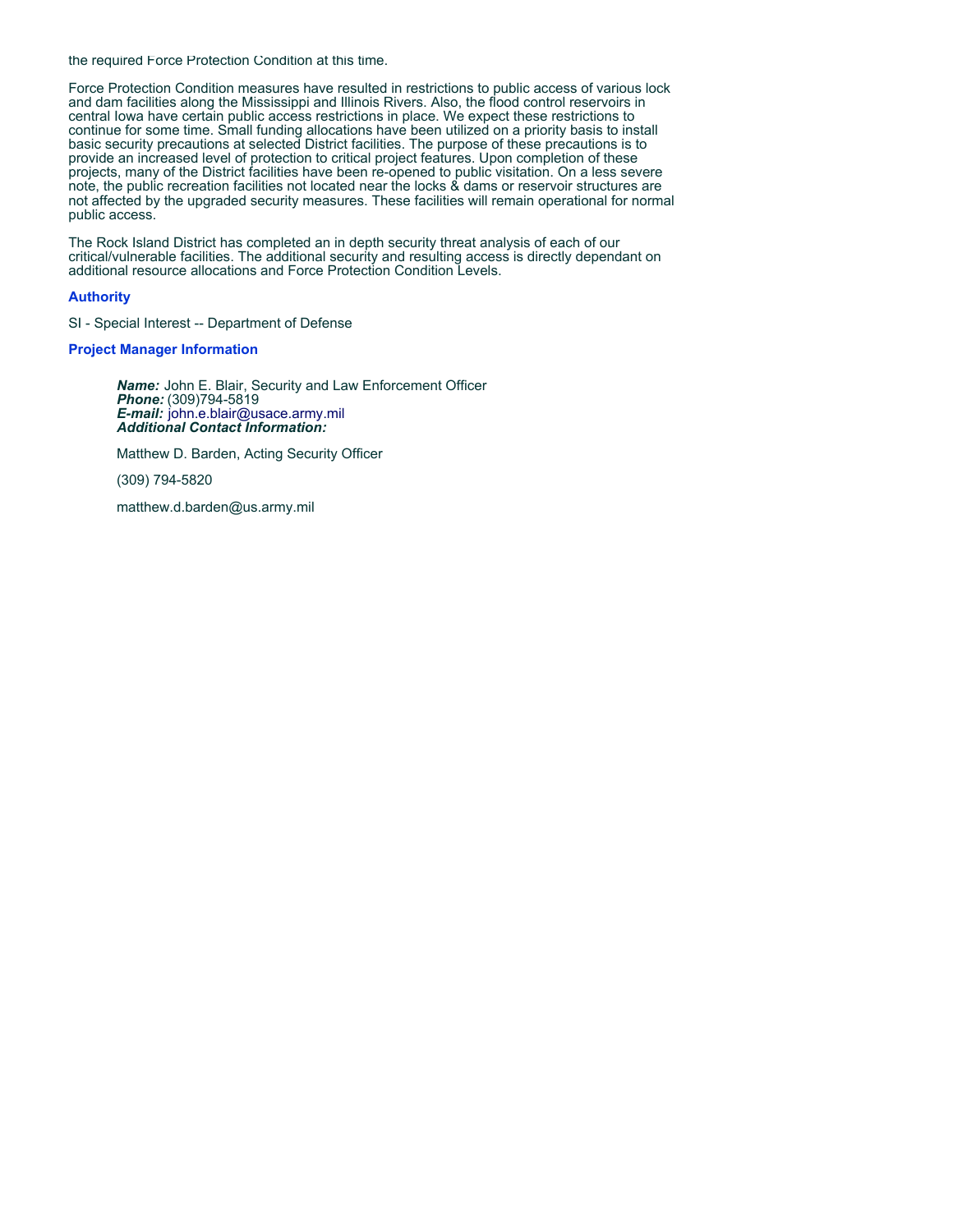the required Force Protection Condition at this time.

Force Protection Condition measures have resulted in restrictions to public access of various lock and dam facilities along the Mississippi and Illinois Rivers. Also, the flood control reservoirs in central Iowa have certain public access restrictions in place. We expect these restrictions to continue for some time. Small funding allocations have been utilized on a priority basis to install basic security precautions at selected District facilities. The purpose of these precautions is to provide an increased level of protection to critical project features. Upon completion of these projects, many of the District facilities have been re-opened to public visitation. On a less severe note, the public recreation facilities not located near the locks & dams or reservoir structures are not affected by the upgraded security measures. These facilities will remain operational for normal public access.

The Rock Island District has completed an in depth security threat analysis of each of our critical/vulnerable facilities. The additional security and resulting access is directly dependant on additional resource allocations and Force Protection Condition Levels.

### Authority

SI - Special Interest -- Department of Defense

### Project Manager Information

***Name:*** John E. Blair, Security and Law Enforcement Officer
***Phone:*** (309)794-5819
***E-mail:*** john.e.blair@usace.army.mil
***Additional Contact Information:***

Matthew D. Barden, Acting Security Officer

(309) 794-5820

matthew.d.barden@us.army.mil